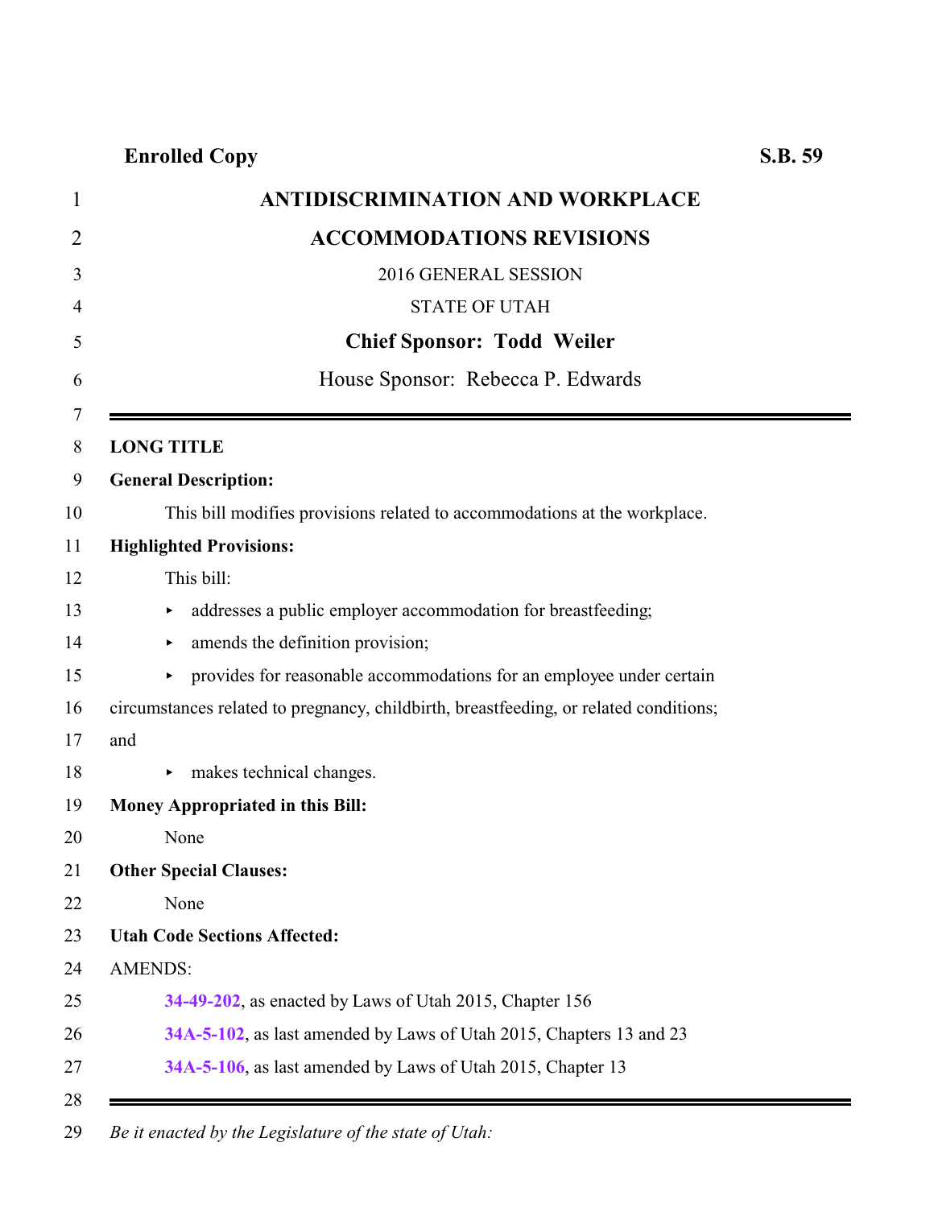**Enrolled Copy** **S.B. 59**

# ANTIDISCRIMINATION AND WORKPLACE ACCOMMODATIONS REVISIONS

2016 GENERAL SESSION

STATE OF UTAH

**Chief Sponsor: Todd Weiler**

House Sponsor: Rebecca P. Edwards

---

**LONG TITLE**

**General Description:**

This bill modifies provisions related to accommodations at the workplace.

**Highlighted Provisions:**

This bill:

- addresses a public employer accommodation for breastfeeding;
- amends the definition provision;
- provides for reasonable accommodations for an employee under certain circumstances related to pregnancy, childbirth, breastfeeding, or related conditions; and
- makes technical changes.

**Money Appropriated in this Bill:**

None

**Other Special Clauses:**

None

**Utah Code Sections Affected:**

AMENDS:

**34-49-202**, as enacted by Laws of Utah 2015, Chapter 156

**34A-5-102**, as last amended by Laws of Utah 2015, Chapters 13 and 23

**34A-5-106**, as last amended by Laws of Utah 2015, Chapter 13

---

*Be it enacted by the Legislature of the state of Utah:*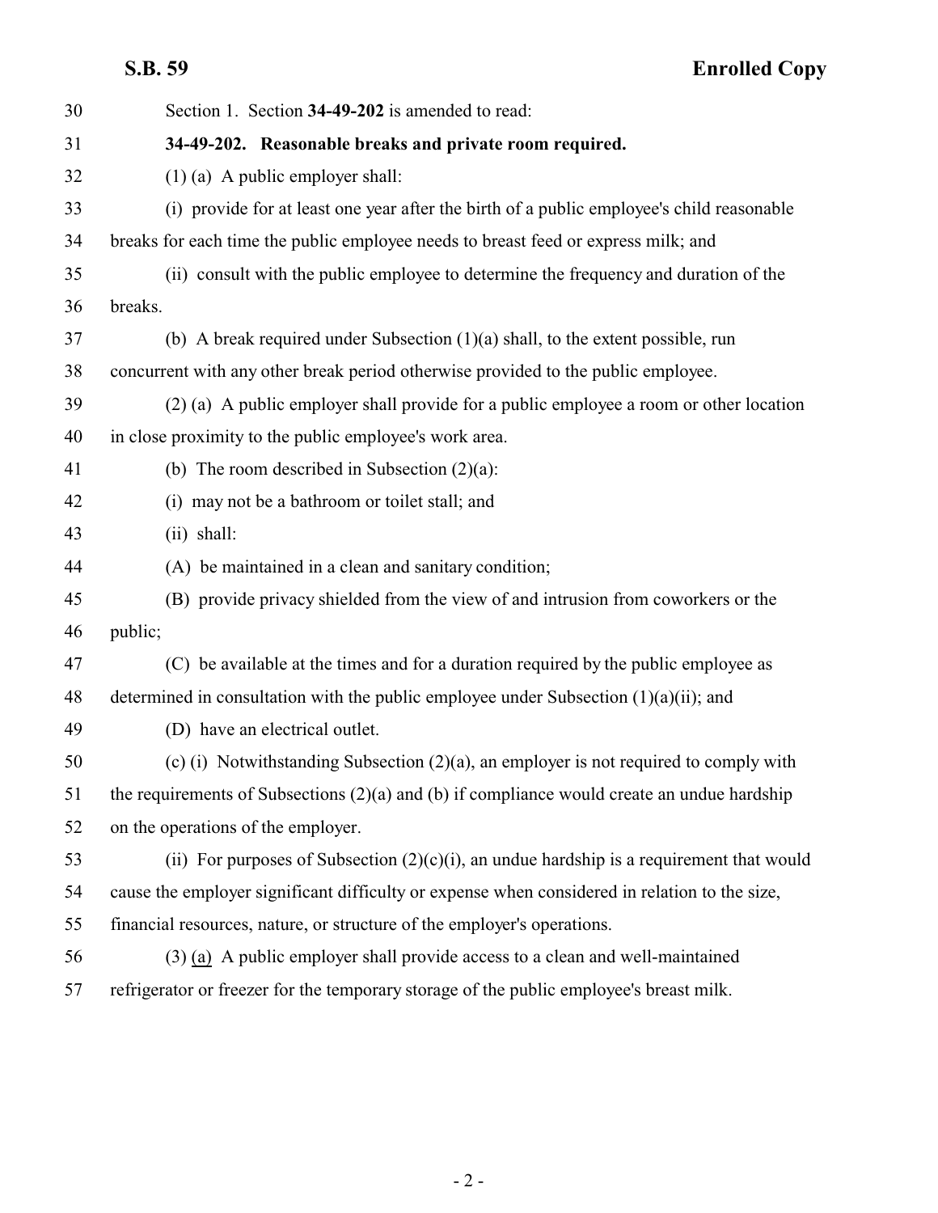Section 1. Section **34-49-202** is amended to read:

**34-49-202. Reasonable breaks and private room required.**

(1) (a) A public employer shall:

(i) provide for at least one year after the birth of a public employee's child reasonable breaks for each time the public employee needs to breast feed or express milk; and

(ii) consult with the public employee to determine the frequency and duration of the breaks.

(b) A break required under Subsection (1)(a) shall, to the extent possible, run concurrent with any other break period otherwise provided to the public employee.

(2) (a) A public employer shall provide for a public employee a room or other location in close proximity to the public employee's work area.

(b) The room described in Subsection (2)(a):

(i) may not be a bathroom or toilet stall; and

(ii) shall:

(A) be maintained in a clean and sanitary condition;

(B) provide privacy shielded from the view of and intrusion from coworkers or the public;

(C) be available at the times and for a duration required by the public employee as determined in consultation with the public employee under Subsection (1)(a)(ii); and

(D) have an electrical outlet.

(c) (i) Notwithstanding Subsection (2)(a), an employer is not required to comply with the requirements of Subsections (2)(a) and (b) if compliance would create an undue hardship on the operations of the employer.

(ii) For purposes of Subsection (2)(c)(i), an undue hardship is a requirement that would cause the employer significant difficulty or expense when considered in relation to the size, financial resources, nature, or structure of the employer's operations.

(3) <u>(a)</u> A public employer shall provide access to a clean and well-maintained refrigerator or freezer for the temporary storage of the public employee's breast milk.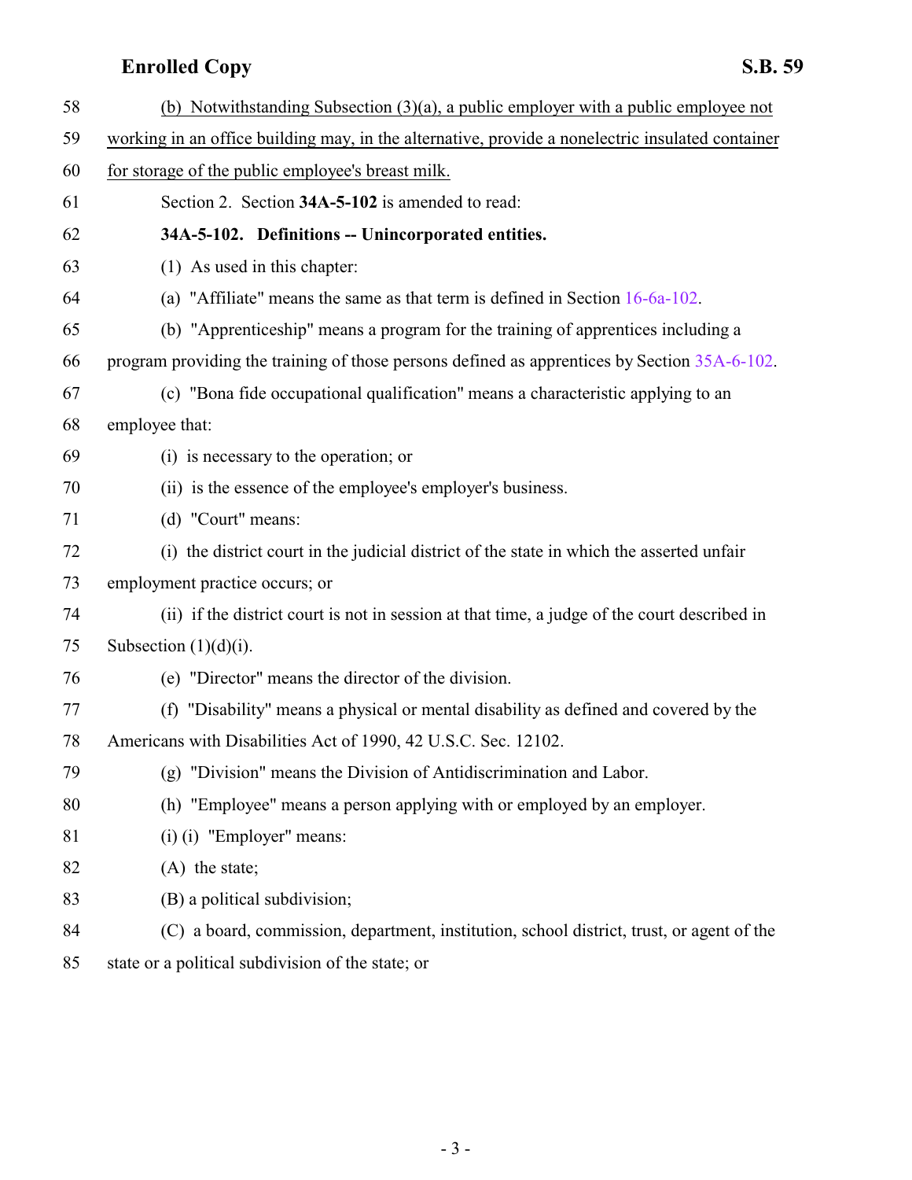58 (b) Notwithstanding Subsection (3)(a), a public employer with a public employee not
59 working in an office building may, in the alternative, provide a nonelectric insulated container
60 for storage of the public employee's breast milk.

61 Section 2. Section **34A-5-102** is amended to read:

62 **34A-5-102. Definitions -- Unincorporated entities.**

63 (1) As used in this chapter:

64 (a) "Affiliate" means the same as that term is defined in Section 16-6a-102.

65 (b) "Apprenticeship" means a program for the training of apprentices including a
66 program providing the training of those persons defined as apprentices by Section 35A-6-102.

67 (c) "Bona fide occupational qualification" means a characteristic applying to an
68 employee that:

69 (i) is necessary to the operation; or

70 (ii) is the essence of the employee's employer's business.

71 (d) "Court" means:

72 (i) the district court in the judicial district of the state in which the asserted unfair
73 employment practice occurs; or

74 (ii) if the district court is not in session at that time, a judge of the court described in
75 Subsection (1)(d)(i).

76 (e) "Director" means the director of the division.

77 (f) "Disability" means a physical or mental disability as defined and covered by the
78 Americans with Disabilities Act of 1990, 42 U.S.C. Sec. 12102.

79 (g) "Division" means the Division of Antidiscrimination and Labor.

80 (h) "Employee" means a person applying with or employed by an employer.

81 (i) (i) "Employer" means:

82 (A) the state;

83 (B) a political subdivision;

84 (C) a board, commission, department, institution, school district, trust, or agent of the
85 state or a political subdivision of the state; or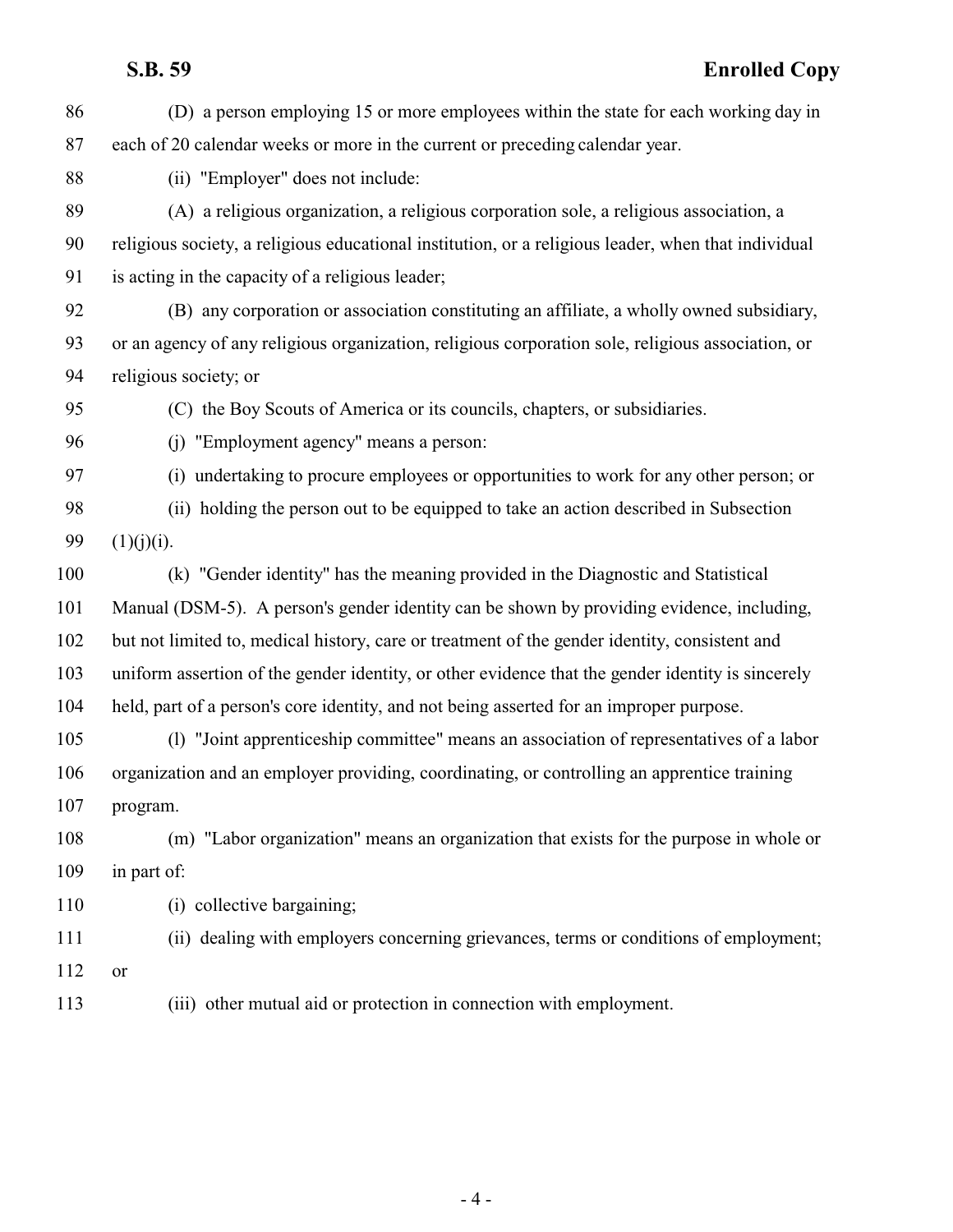(D) a person employing 15 or more employees within the state for each working day in each of 20 calendar weeks or more in the current or preceding calendar year.

(ii) "Employer" does not include:

(A) a religious organization, a religious corporation sole, a religious association, a religious society, a religious educational institution, or a religious leader, when that individual is acting in the capacity of a religious leader;

(B) any corporation or association constituting an affiliate, a wholly owned subsidiary, or an agency of any religious organization, religious corporation sole, religious association, or religious society; or

(C) the Boy Scouts of America or its councils, chapters, or subsidiaries.

(j) "Employment agency" means a person:

(i) undertaking to procure employees or opportunities to work for any other person; or

(ii) holding the person out to be equipped to take an action described in Subsection (1)(j)(i).

(k) "Gender identity" has the meaning provided in the Diagnostic and Statistical Manual (DSM-5). A person's gender identity can be shown by providing evidence, including, but not limited to, medical history, care or treatment of the gender identity, consistent and uniform assertion of the gender identity, or other evidence that the gender identity is sincerely held, part of a person's core identity, and not being asserted for an improper purpose.

(l) "Joint apprenticeship committee" means an association of representatives of a labor organization and an employer providing, coordinating, or controlling an apprentice training program.

(m) "Labor organization" means an organization that exists for the purpose in whole or in part of:

(i) collective bargaining;

(ii) dealing with employers concerning grievances, terms or conditions of employment; or

(iii) other mutual aid or protection in connection with employment.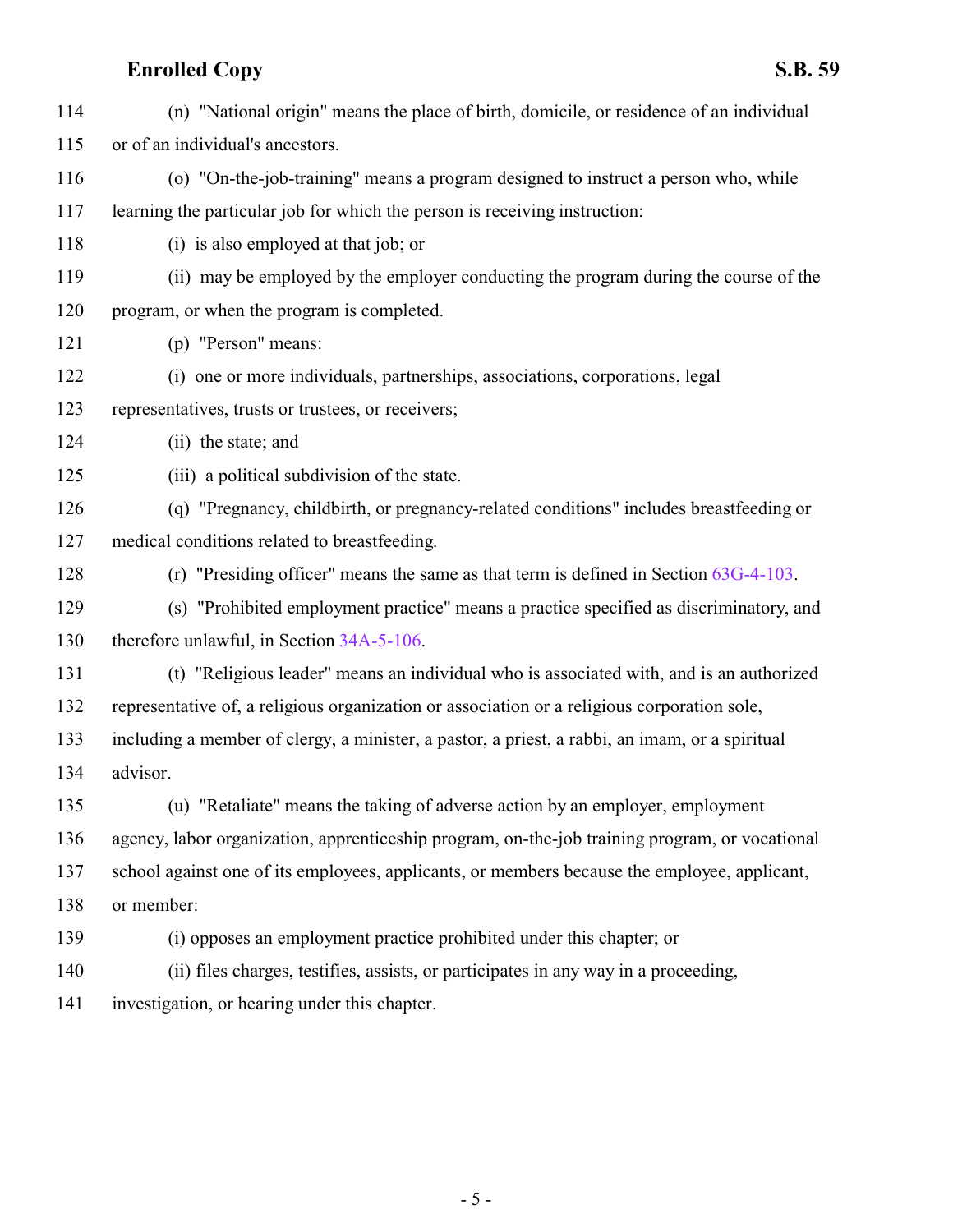(n) "National origin" means the place of birth, domicile, or residence of an individual or of an individual's ancestors.

(o) "On-the-job-training" means a program designed to instruct a person who, while learning the particular job for which the person is receiving instruction:

(i) is also employed at that job; or

(ii) may be employed by the employer conducting the program during the course of the program, or when the program is completed.

(p) "Person" means:

(i) one or more individuals, partnerships, associations, corporations, legal representatives, trusts or trustees, or receivers;

(ii) the state; and

(iii) a political subdivision of the state.

(q) "Pregnancy, childbirth, or pregnancy-related conditions" includes breastfeeding or medical conditions related to breastfeeding.

(r) "Presiding officer" means the same as that term is defined in Section 63G-4-103.

(s) "Prohibited employment practice" means a practice specified as discriminatory, and therefore unlawful, in Section 34A-5-106.

(t) "Religious leader" means an individual who is associated with, and is an authorized representative of, a religious organization or association or a religious corporation sole, including a member of clergy, a minister, a pastor, a priest, a rabbi, an imam, or a spiritual advisor.

(u) "Retaliate" means the taking of adverse action by an employer, employment agency, labor organization, apprenticeship program, on-the-job training program, or vocational school against one of its employees, applicants, or members because the employee, applicant, or member:

(i) opposes an employment practice prohibited under this chapter; or

(ii) files charges, testifies, assists, or participates in any way in a proceeding, investigation, or hearing under this chapter.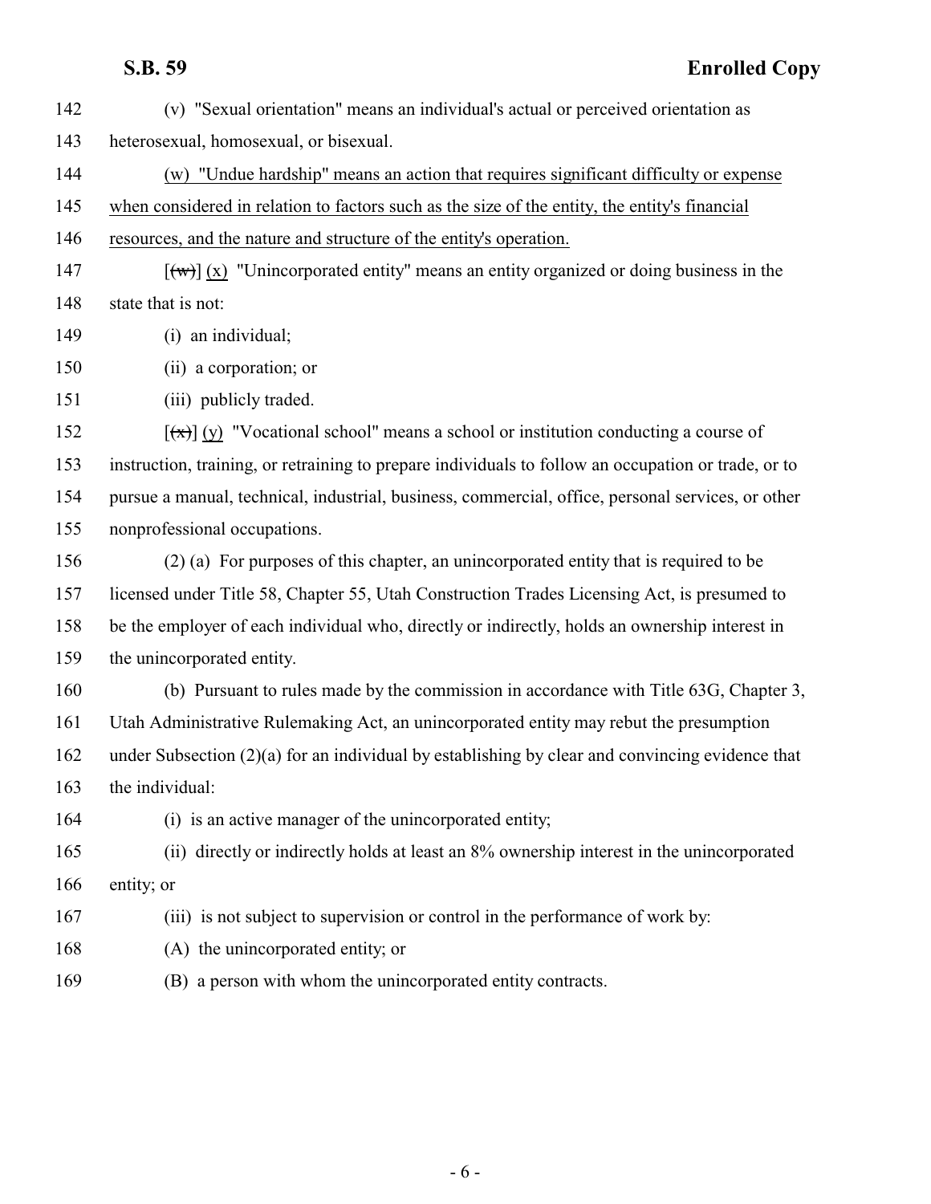(v) "Sexual orientation" means an individual's actual or perceived orientation as heterosexual, homosexual, or bisexual.

(w) "Undue hardship" means an action that requires significant difficulty or expense when considered in relation to factors such as the size of the entity, the entity's financial resources, and the nature and structure of the entity's operation.

[~~(w)~~] (x) "Unincorporated entity" means an entity organized or doing business in the state that is not:

(i) an individual;

(ii) a corporation; or

(iii) publicly traded.

[~~(x)~~] (y) "Vocational school" means a school or institution conducting a course of instruction, training, or retraining to prepare individuals to follow an occupation or trade, or to pursue a manual, technical, industrial, business, commercial, office, personal services, or other nonprofessional occupations.

(2) (a) For purposes of this chapter, an unincorporated entity that is required to be licensed under Title 58, Chapter 55, Utah Construction Trades Licensing Act, is presumed to be the employer of each individual who, directly or indirectly, holds an ownership interest in the unincorporated entity.

(b) Pursuant to rules made by the commission in accordance with Title 63G, Chapter 3, Utah Administrative Rulemaking Act, an unincorporated entity may rebut the presumption under Subsection (2)(a) for an individual by establishing by clear and convincing evidence that the individual:

(i) is an active manager of the unincorporated entity;

(ii) directly or indirectly holds at least an 8% ownership interest in the unincorporated entity; or

(iii) is not subject to supervision or control in the performance of work by:

(A) the unincorporated entity; or

(B) a person with whom the unincorporated entity contracts.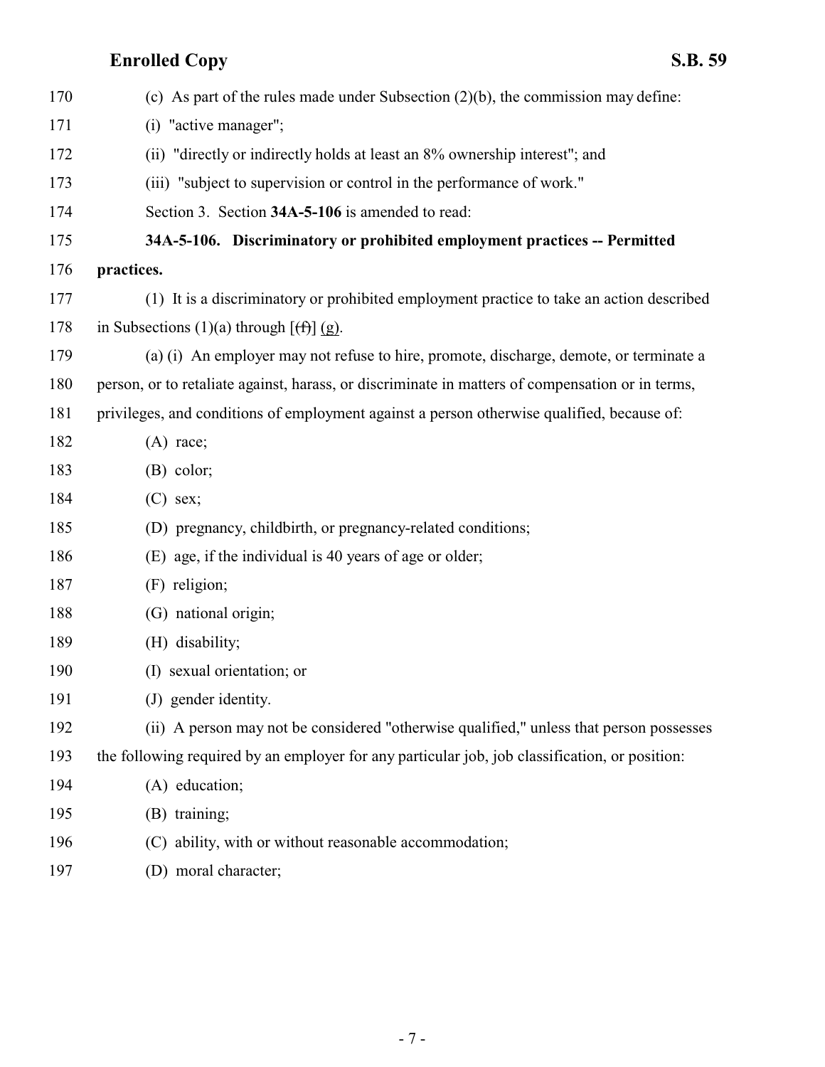(c) As part of the rules made under Subsection (2)(b), the commission may define:

(i) "active manager";

(ii) "directly or indirectly holds at least an 8% ownership interest"; and

(iii) "subject to supervision or control in the performance of work."

Section 3. Section **34A-5-106** is amended to read:

**34A-5-106. Discriminatory or prohibited employment practices -- Permitted practices.**

(1) It is a discriminatory or prohibited employment practice to take an action described in Subsections (1)(a) through [~~(f)~~] (g).

(a) (i) An employer may not refuse to hire, promote, discharge, demote, or terminate a person, or to retaliate against, harass, or discriminate in matters of compensation or in terms, privileges, and conditions of employment against a person otherwise qualified, because of:

(A) race;

(B) color;

(C) sex;

(D) pregnancy, childbirth, or pregnancy-related conditions;

(E) age, if the individual is 40 years of age or older;

(F) religion;

(G) national origin;

(H) disability;

(I) sexual orientation; or

(J) gender identity.

(ii) A person may not be considered "otherwise qualified," unless that person possesses the following required by an employer for any particular job, job classification, or position:

(A) education;

(B) training;

(C) ability, with or without reasonable accommodation;

(D) moral character;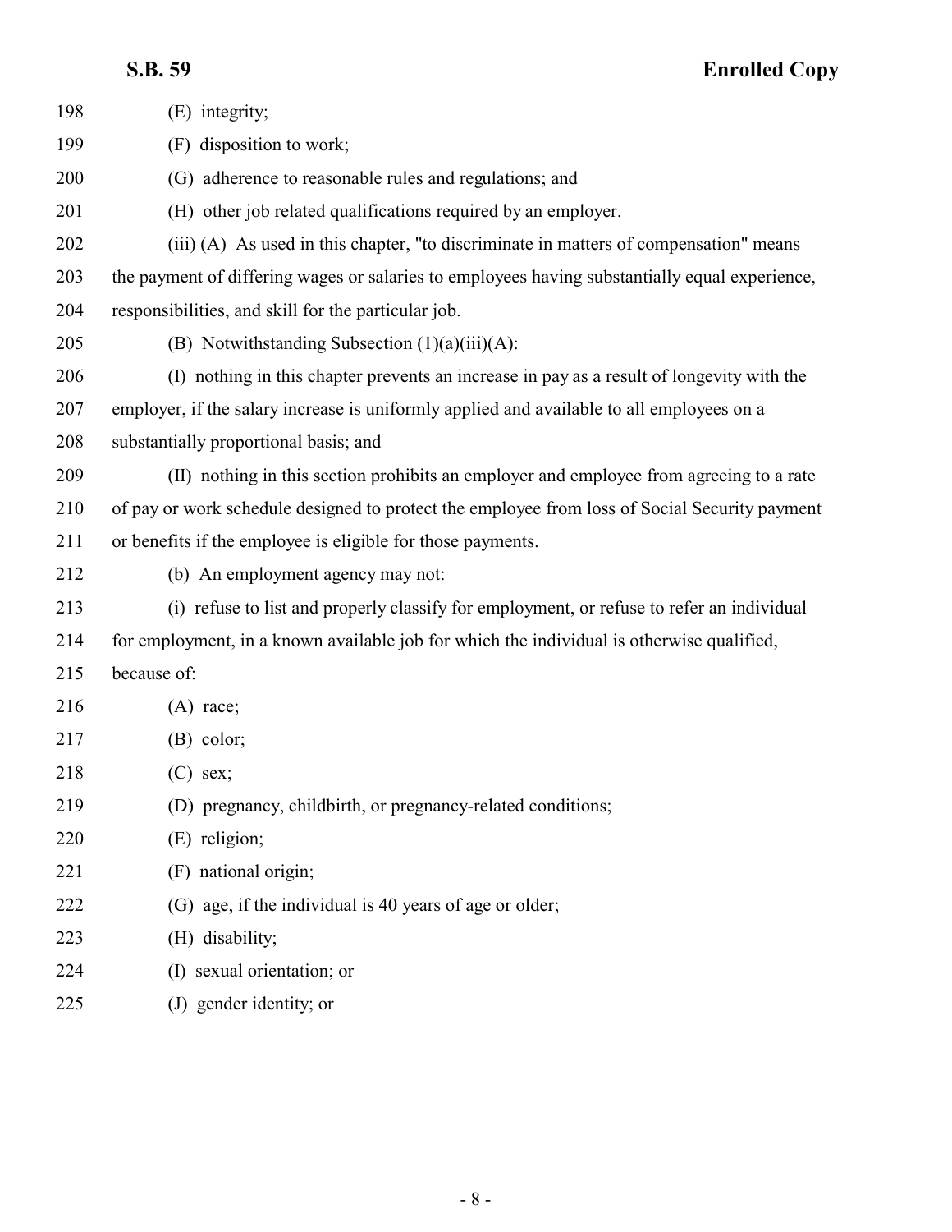(E) integrity;

(F) disposition to work;

(G) adherence to reasonable rules and regulations; and

(H) other job related qualifications required by an employer.

(iii) (A) As used in this chapter, "to discriminate in matters of compensation" means the payment of differing wages or salaries to employees having substantially equal experience, responsibilities, and skill for the particular job.

(B) Notwithstanding Subsection (1)(a)(iii)(A):

(I) nothing in this chapter prevents an increase in pay as a result of longevity with the employer, if the salary increase is uniformly applied and available to all employees on a substantially proportional basis; and

(II) nothing in this section prohibits an employer and employee from agreeing to a rate of pay or work schedule designed to protect the employee from loss of Social Security payment or benefits if the employee is eligible for those payments.

(b) An employment agency may not:

(i) refuse to list and properly classify for employment, or refuse to refer an individual for employment, in a known available job for which the individual is otherwise qualified, because of:

(A) race;

(B) color;

(C) sex;

(D) pregnancy, childbirth, or pregnancy-related conditions;

(E) religion;

(F) national origin;

(G) age, if the individual is 40 years of age or older;

(H) disability;

(I) sexual orientation; or

(J) gender identity; or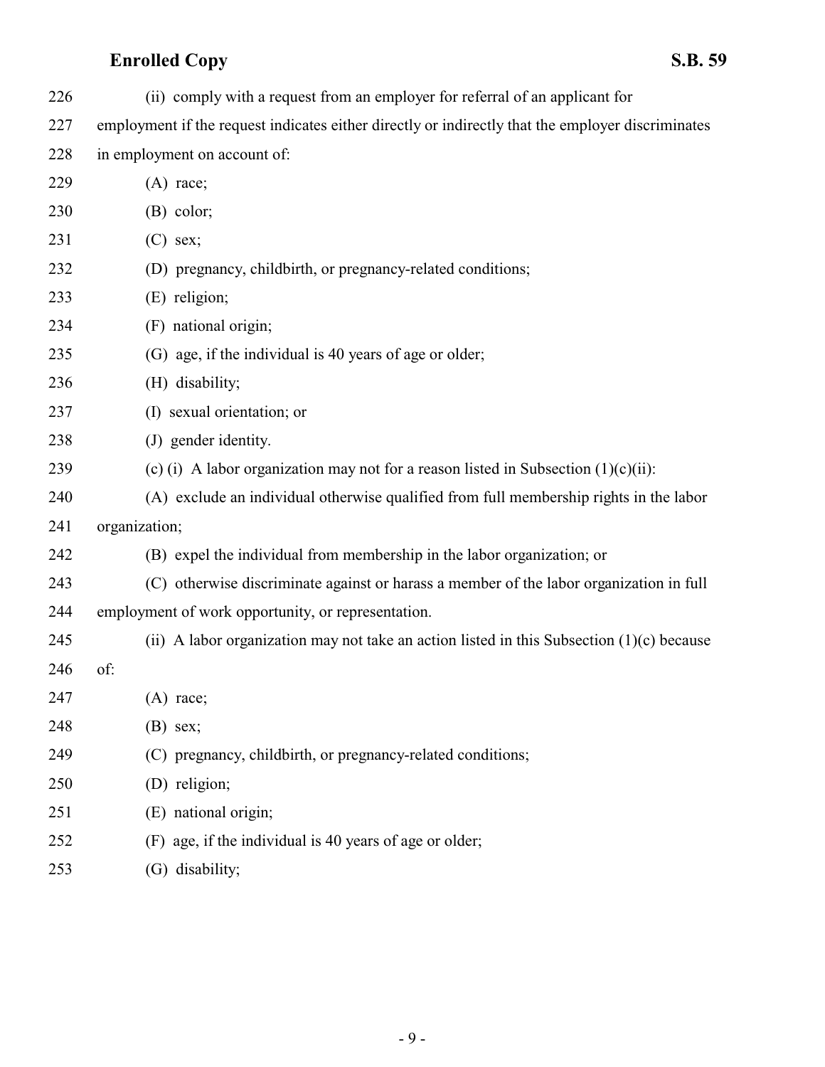(ii) comply with a request from an employer for referral of an applicant for employment if the request indicates either directly or indirectly that the employer discriminates in employment on account of:

(A) race;

(B) color;

(C) sex;

(D) pregnancy, childbirth, or pregnancy-related conditions;

(E) religion;

(F) national origin;

(G) age, if the individual is 40 years of age or older;

(H) disability;

(I) sexual orientation; or

(J) gender identity.

(c) (i) A labor organization may not for a reason listed in Subsection (1)(c)(ii):

(A) exclude an individual otherwise qualified from full membership rights in the labor organization;

(B) expel the individual from membership in the labor organization; or

(C) otherwise discriminate against or harass a member of the labor organization in full employment of work opportunity, or representation.

(ii) A labor organization may not take an action listed in this Subsection (1)(c) because of:

(A) race;

(B) sex;

(C) pregnancy, childbirth, or pregnancy-related conditions;

(D) religion;

(E) national origin;

(F) age, if the individual is 40 years of age or older;

(G) disability;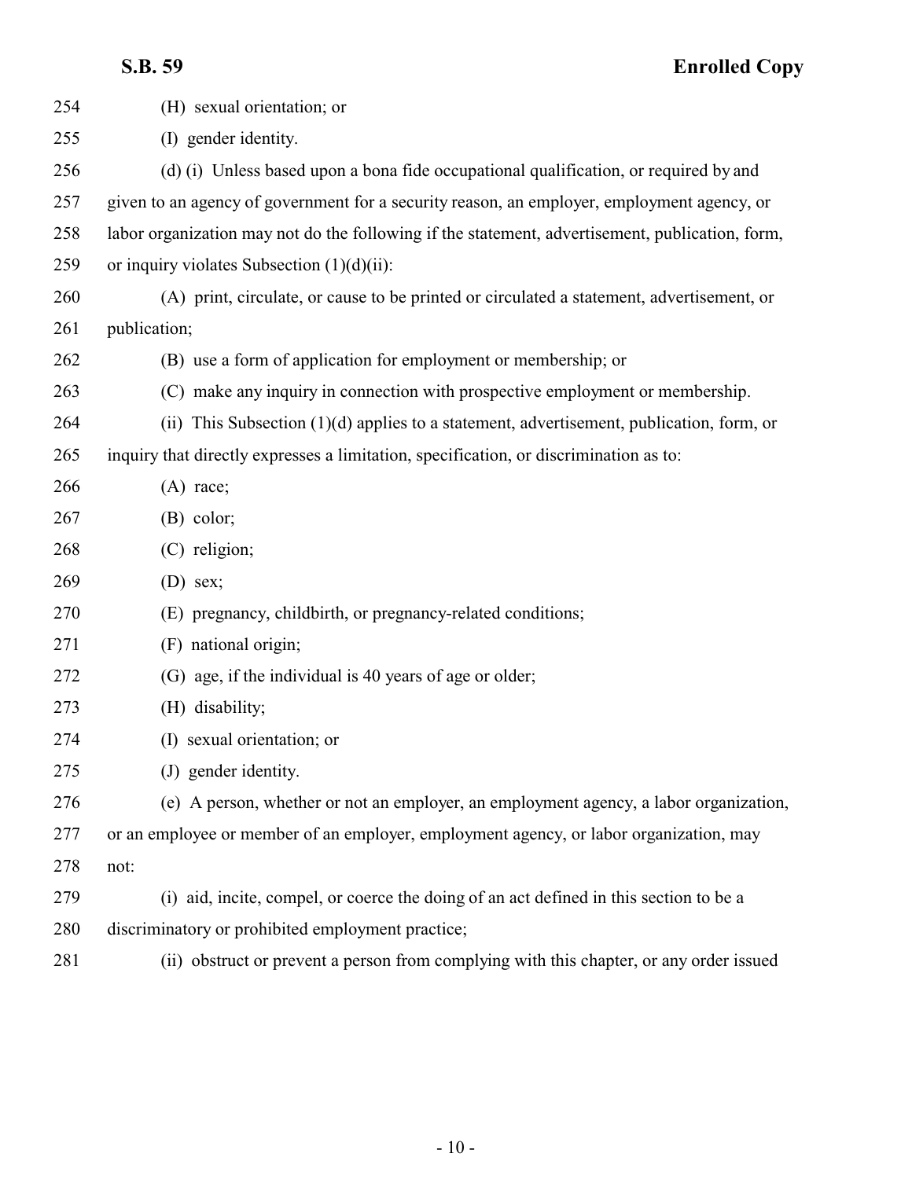(H) sexual orientation; or

(I) gender identity.

(d) (i) Unless based upon a bona fide occupational qualification, or required by and given to an agency of government for a security reason, an employer, employment agency, or labor organization may not do the following if the statement, advertisement, publication, form, or inquiry violates Subsection (1)(d)(ii):

(A) print, circulate, or cause to be printed or circulated a statement, advertisement, or publication;

(B) use a form of application for employment or membership; or

(C) make any inquiry in connection with prospective employment or membership.

(ii) This Subsection (1)(d) applies to a statement, advertisement, publication, form, or inquiry that directly expresses a limitation, specification, or discrimination as to:

(A) race;

(B) color;

(C) religion;

(D) sex;

(E) pregnancy, childbirth, or pregnancy-related conditions;

(F) national origin;

(G) age, if the individual is 40 years of age or older;

(H) disability;

(I) sexual orientation; or

(J) gender identity.

(e) A person, whether or not an employer, an employment agency, a labor organization, or an employee or member of an employer, employment agency, or labor organization, may not:

(i) aid, incite, compel, or coerce the doing of an act defined in this section to be a discriminatory or prohibited employment practice;

(ii) obstruct or prevent a person from complying with this chapter, or any order issued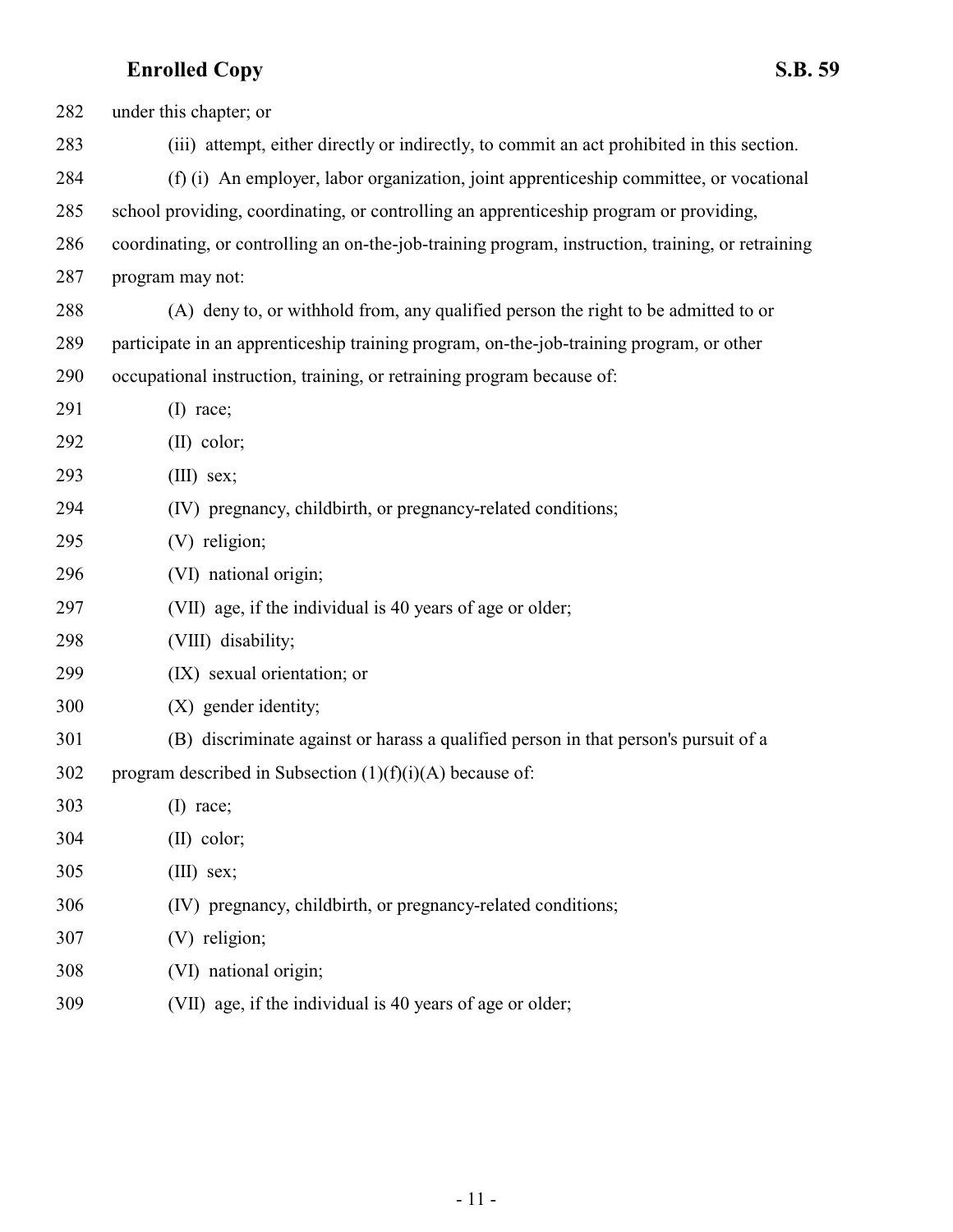under this chapter; or

(iii) attempt, either directly or indirectly, to commit an act prohibited in this section.

(f) (i) An employer, labor organization, joint apprenticeship committee, or vocational school providing, coordinating, or controlling an apprenticeship program or providing, coordinating, or controlling an on-the-job-training program, instruction, training, or retraining program may not:

(A) deny to, or withhold from, any qualified person the right to be admitted to or participate in an apprenticeship training program, on-the-job-training program, or other occupational instruction, training, or retraining program because of:

(I) race;

(II) color;

(III) sex;

(IV) pregnancy, childbirth, or pregnancy-related conditions;

(V) religion;

(VI) national origin;

(VII) age, if the individual is 40 years of age or older;

(VIII) disability;

(IX) sexual orientation; or

(X) gender identity;

(B) discriminate against or harass a qualified person in that person's pursuit of a program described in Subsection (1)(f)(i)(A) because of:

(I) race;

(II) color;

(III) sex;

(IV) pregnancy, childbirth, or pregnancy-related conditions;

(V) religion;

(VI) national origin;

(VII) age, if the individual is 40 years of age or older;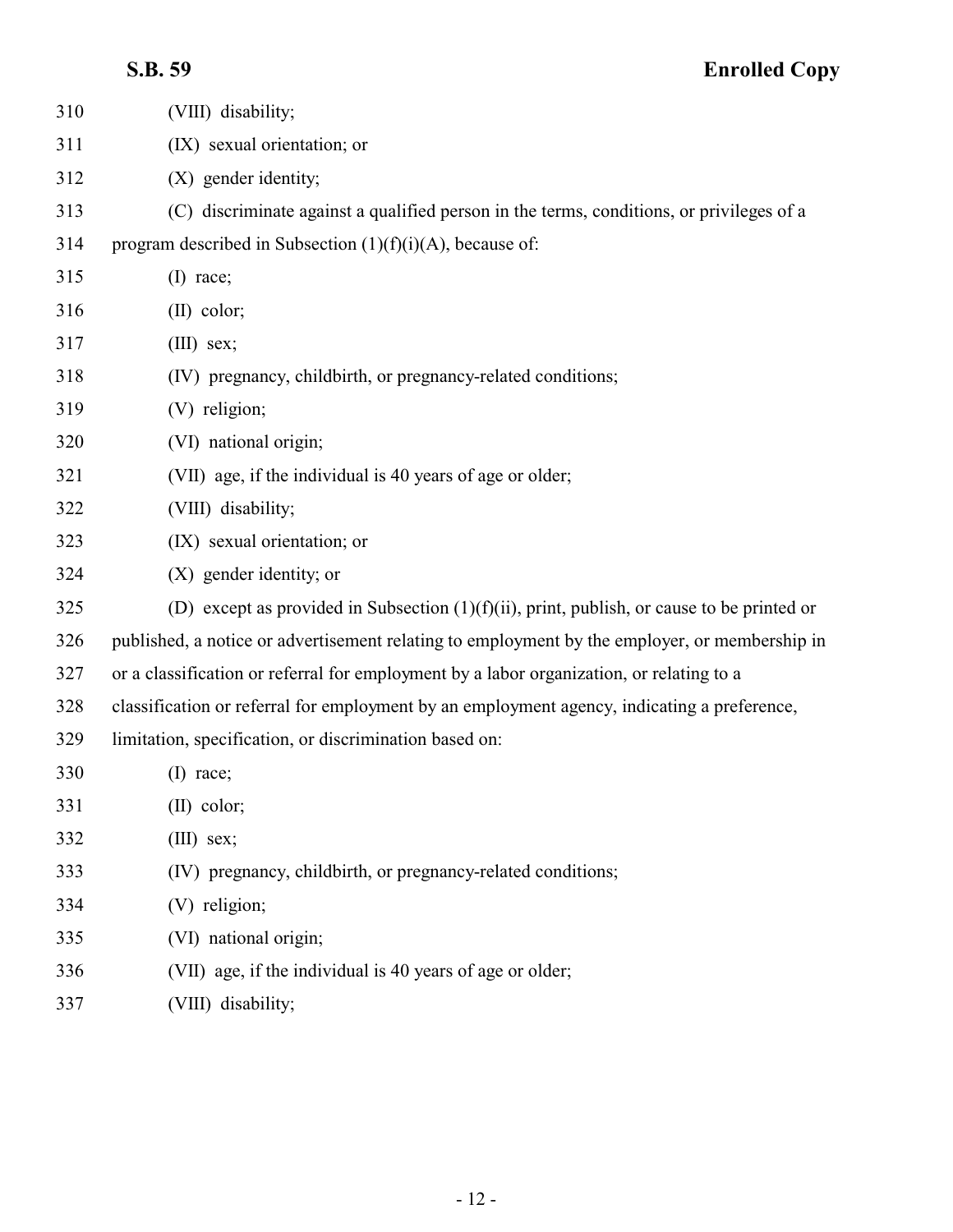(VIII) disability;

(IX) sexual orientation; or

(X) gender identity;

(C) discriminate against a qualified person in the terms, conditions, or privileges of a program described in Subsection (1)(f)(i)(A), because of:

(I) race;

(II) color;

(III) sex;

(IV) pregnancy, childbirth, or pregnancy-related conditions;

(V) religion;

(VI) national origin;

(VII) age, if the individual is 40 years of age or older;

(VIII) disability;

(IX) sexual orientation; or

(X) gender identity; or

(D) except as provided in Subsection (1)(f)(ii), print, publish, or cause to be printed or published, a notice or advertisement relating to employment by the employer, or membership in or a classification or referral for employment by a labor organization, or relating to a classification or referral for employment by an employment agency, indicating a preference, limitation, specification, or discrimination based on:

(I) race;

(II) color;

(III) sex;

(IV) pregnancy, childbirth, or pregnancy-related conditions;

(V) religion;

(VI) national origin;

(VII) age, if the individual is 40 years of age or older;

(VIII) disability;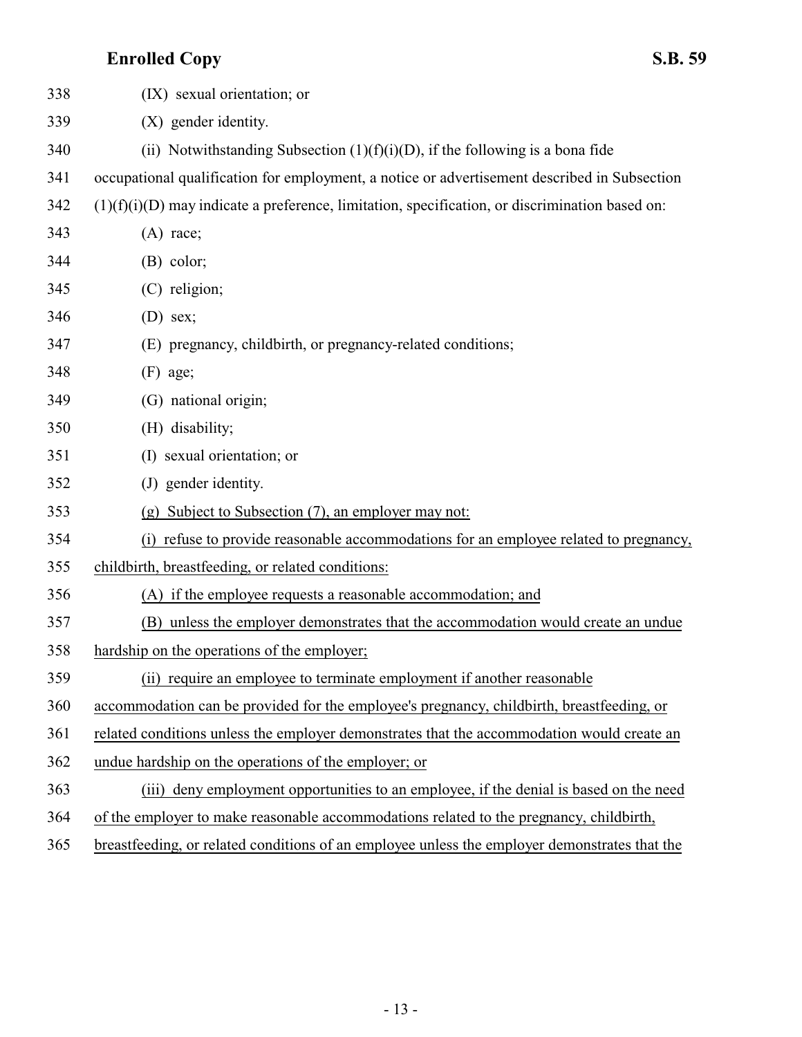(IX) sexual orientation; or

(X) gender identity.

(ii) Notwithstanding Subsection (1)(f)(i)(D), if the following is a bona fide occupational qualification for employment, a notice or advertisement described in Subsection (1)(f)(i)(D) may indicate a preference, limitation, specification, or discrimination based on:

(A) race;

(B) color;

(C) religion;

(D) sex;

(E) pregnancy, childbirth, or pregnancy-related conditions;

(F) age;

(G) national origin;

(H) disability;

(I) sexual orientation; or

(J) gender identity.

(g) Subject to Subsection (7), an employer may not:

(i) refuse to provide reasonable accommodations for an employee related to pregnancy, childbirth, breastfeeding, or related conditions:

(A) if the employee requests a reasonable accommodation; and

(B) unless the employer demonstrates that the accommodation would create an undue hardship on the operations of the employer;

(ii) require an employee to terminate employment if another reasonable accommodation can be provided for the employee's pregnancy, childbirth, breastfeeding, or related conditions unless the employer demonstrates that the accommodation would create an undue hardship on the operations of the employer; or

(iii) deny employment opportunities to an employee, if the denial is based on the need of the employer to make reasonable accommodations related to the pregnancy, childbirth, breastfeeding, or related conditions of an employee unless the employer demonstrates that the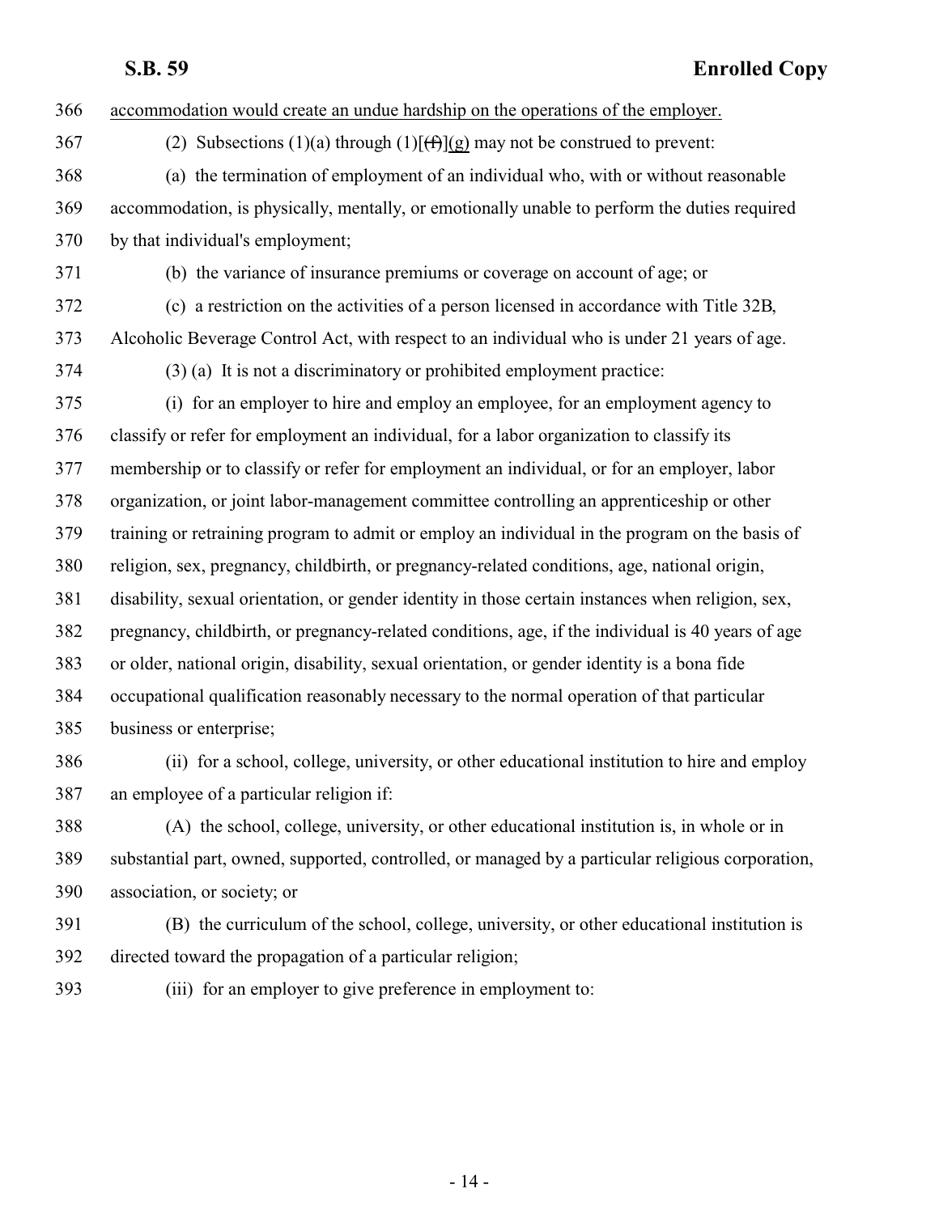accommodation would create an undue hardship on the operations of the employer.

(2) Subsections (1)(a) through (1)[(f)](g) may not be construed to prevent:

(a) the termination of employment of an individual who, with or without reasonable accommodation, is physically, mentally, or emotionally unable to perform the duties required by that individual's employment;

(b) the variance of insurance premiums or coverage on account of age; or

(c) a restriction on the activities of a person licensed in accordance with Title 32B, Alcoholic Beverage Control Act, with respect to an individual who is under 21 years of age.

(3) (a) It is not a discriminatory or prohibited employment practice:

(i) for an employer to hire and employ an employee, for an employment agency to classify or refer for employment an individual, for a labor organization to classify its membership or to classify or refer for employment an individual, or for an employer, labor organization, or joint labor-management committee controlling an apprenticeship or other training or retraining program to admit or employ an individual in the program on the basis of religion, sex, pregnancy, childbirth, or pregnancy-related conditions, age, national origin, disability, sexual orientation, or gender identity in those certain instances when religion, sex, pregnancy, childbirth, or pregnancy-related conditions, age, if the individual is 40 years of age or older, national origin, disability, sexual orientation, or gender identity is a bona fide occupational qualification reasonably necessary to the normal operation of that particular business or enterprise;

(ii) for a school, college, university, or other educational institution to hire and employ an employee of a particular religion if:

(A) the school, college, university, or other educational institution is, in whole or in substantial part, owned, supported, controlled, or managed by a particular religious corporation, association, or society; or

(B) the curriculum of the school, college, university, or other educational institution is directed toward the propagation of a particular religion;

(iii) for an employer to give preference in employment to: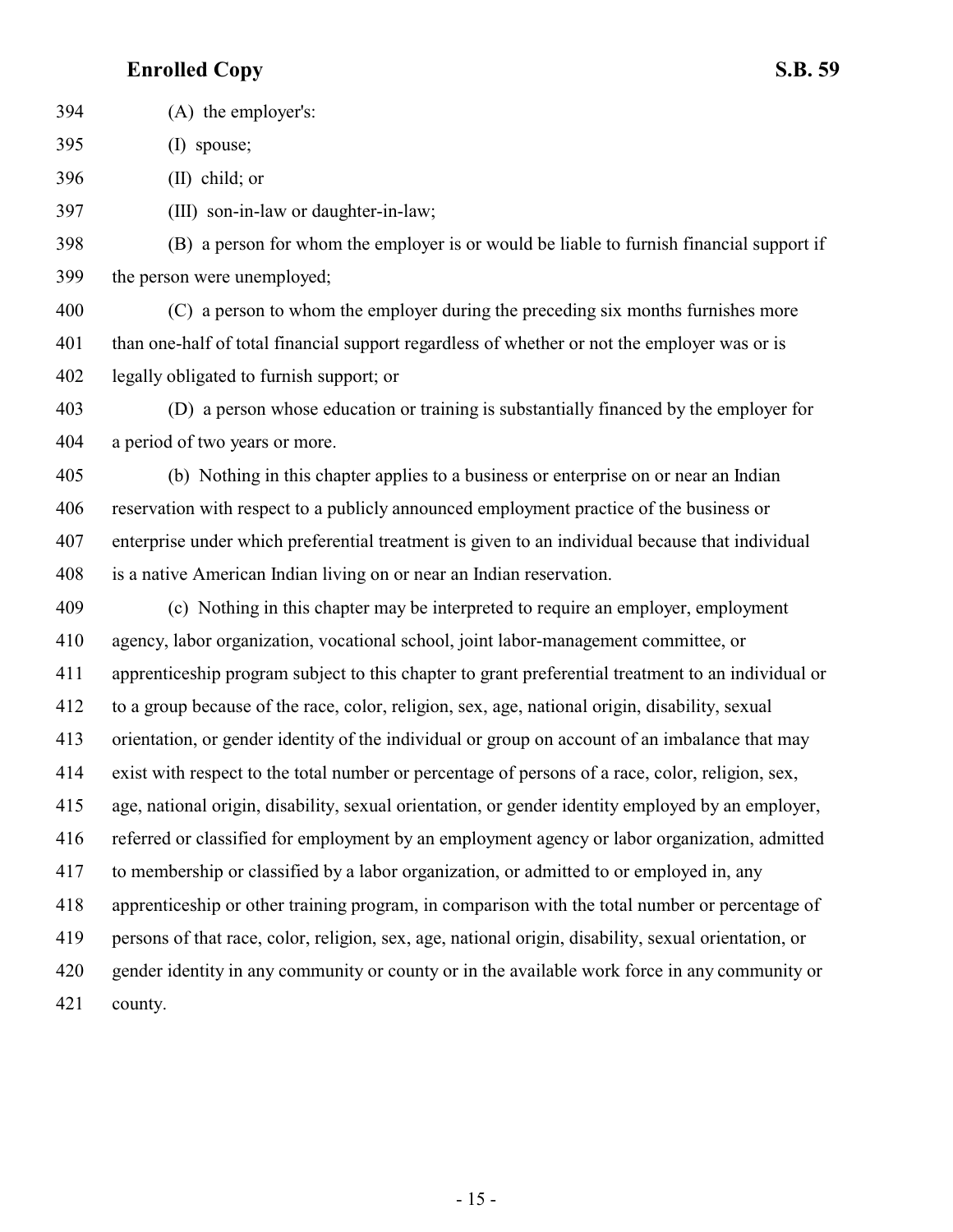(A) the employer's:

(I) spouse;

(II) child; or

(III) son-in-law or daughter-in-law;

(B) a person for whom the employer is or would be liable to furnish financial support if the person were unemployed;

(C) a person to whom the employer during the preceding six months furnishes more than one-half of total financial support regardless of whether or not the employer was or is legally obligated to furnish support; or

(D) a person whose education or training is substantially financed by the employer for a period of two years or more.

(b) Nothing in this chapter applies to a business or enterprise on or near an Indian reservation with respect to a publicly announced employment practice of the business or enterprise under which preferential treatment is given to an individual because that individual is a native American Indian living on or near an Indian reservation.

(c) Nothing in this chapter may be interpreted to require an employer, employment agency, labor organization, vocational school, joint labor-management committee, or apprenticeship program subject to this chapter to grant preferential treatment to an individual or to a group because of the race, color, religion, sex, age, national origin, disability, sexual orientation, or gender identity of the individual or group on account of an imbalance that may exist with respect to the total number or percentage of persons of a race, color, religion, sex, age, national origin, disability, sexual orientation, or gender identity employed by an employer, referred or classified for employment by an employment agency or labor organization, admitted to membership or classified by a labor organization, or admitted to or employed in, any apprenticeship or other training program, in comparison with the total number or percentage of persons of that race, color, religion, sex, age, national origin, disability, sexual orientation, or gender identity in any community or county or in the available work force in any community or county.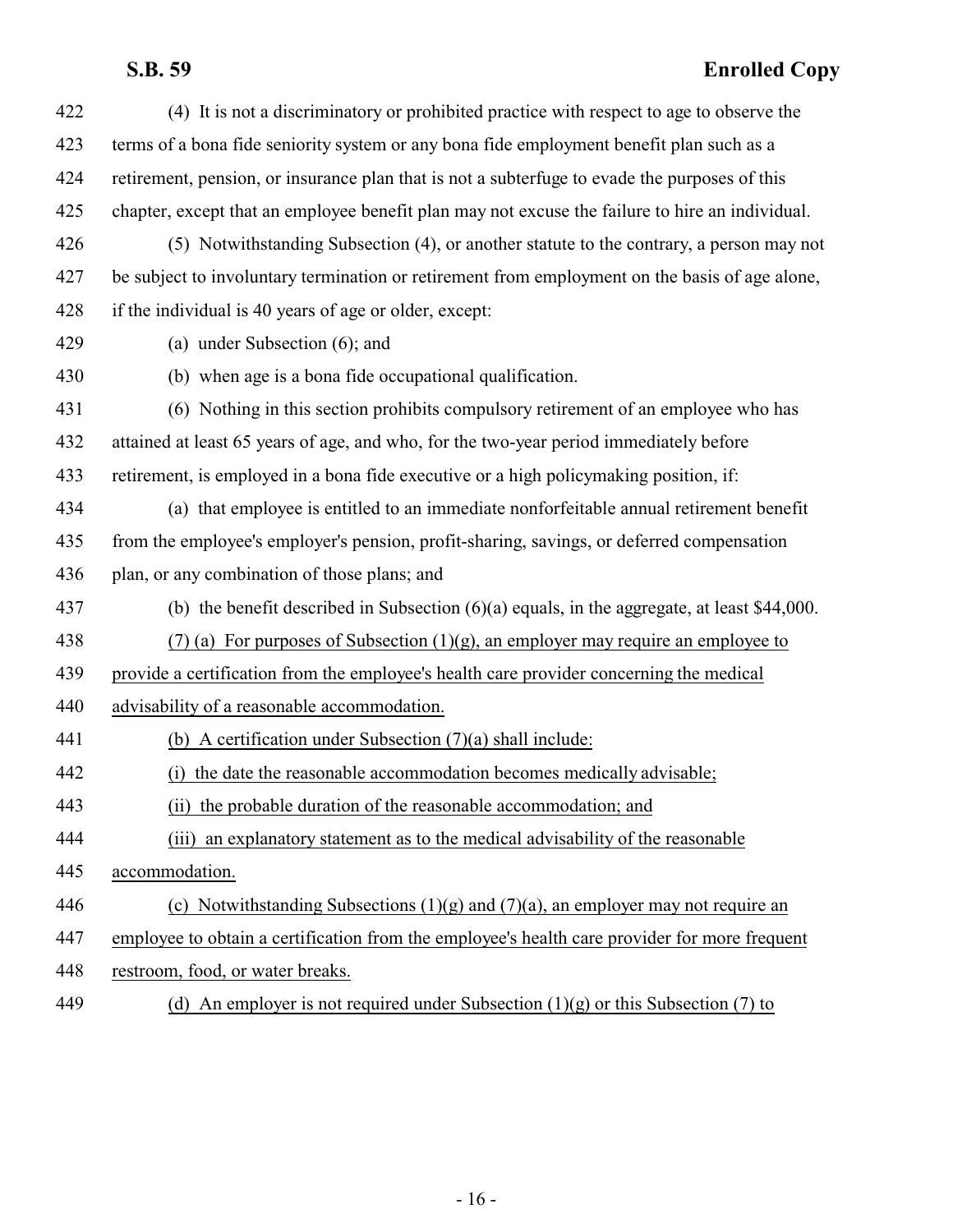(4) It is not a discriminatory or prohibited practice with respect to age to observe the terms of a bona fide seniority system or any bona fide employment benefit plan such as a retirement, pension, or insurance plan that is not a subterfuge to evade the purposes of this chapter, except that an employee benefit plan may not excuse the failure to hire an individual.

(5) Notwithstanding Subsection (4), or another statute to the contrary, a person may not be subject to involuntary termination or retirement from employment on the basis of age alone, if the individual is 40 years of age or older, except:

(a) under Subsection (6); and

(b) when age is a bona fide occupational qualification.

(6) Nothing in this section prohibits compulsory retirement of an employee who has attained at least 65 years of age, and who, for the two-year period immediately before retirement, is employed in a bona fide executive or a high policymaking position, if:

(a) that employee is entitled to an immediate nonforfeitable annual retirement benefit from the employee's employer's pension, profit-sharing, savings, or deferred compensation plan, or any combination of those plans; and

(b) the benefit described in Subsection (6)(a) equals, in the aggregate, at least $44,000.

<u>(7) (a) For purposes of Subsection (1)(g), an employer may require an employee to provide a certification from the employee's health care provider concerning the medical advisability of a reasonable accommodation.</u>

<u>(b) A certification under Subsection (7)(a) shall include:</u>

<u>(i) the date the reasonable accommodation becomes medically advisable;</u>

<u>(ii) the probable duration of the reasonable accommodation; and</u>

<u>(iii) an explanatory statement as to the medical advisability of the reasonable accommodation.</u>

<u>(c) Notwithstanding Subsections (1)(g) and (7)(a), an employer may not require an employee to obtain a certification from the employee's health care provider for more frequent restroom, food, or water breaks.</u>

<u>(d) An employer is not required under Subsection (1)(g) or this Subsection (7) to</u>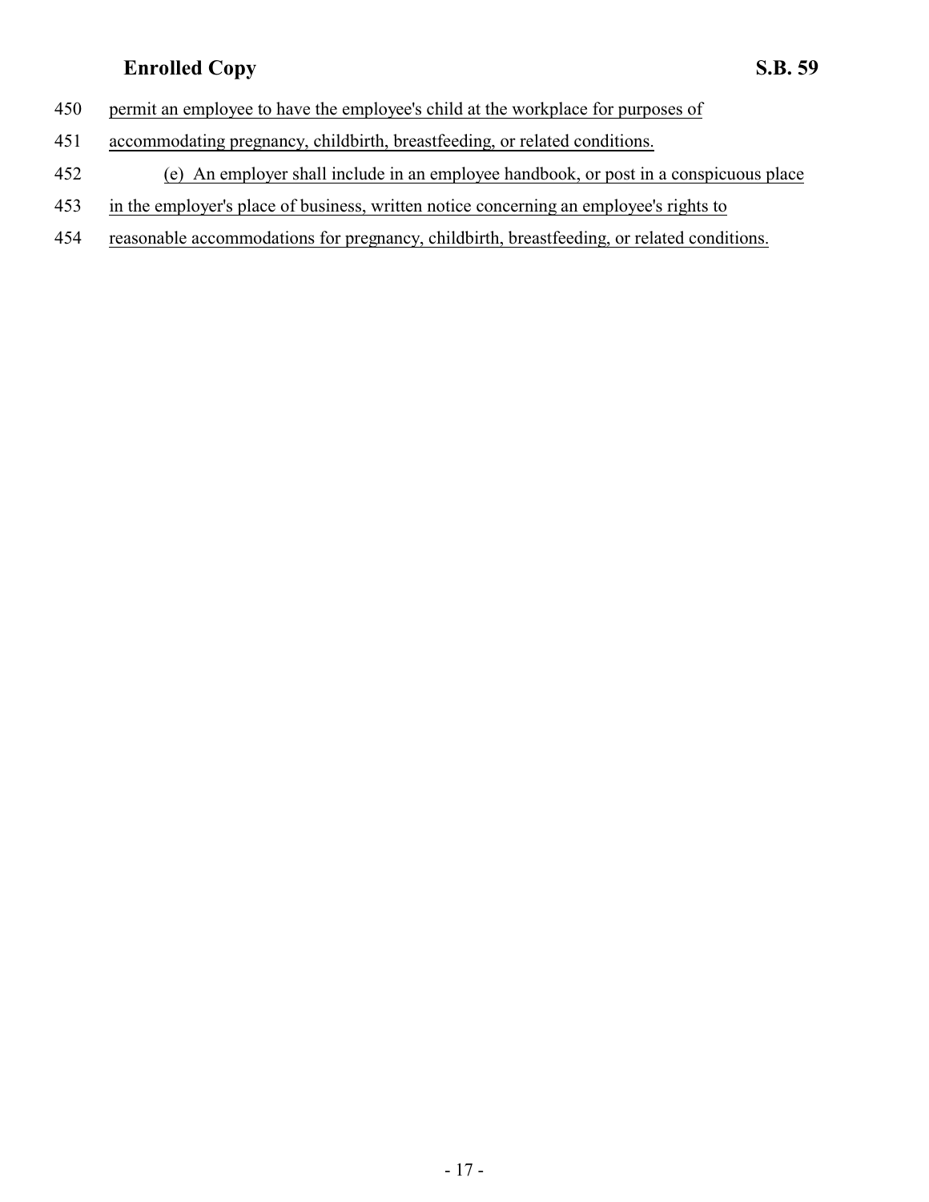450 permit an employee to have the employee's child at the workplace for purposes of

451 accommodating pregnancy, childbirth, breastfeeding, or related conditions.

452 (e) An employer shall include in an employee handbook, or post in a conspicuous place

453 in the employer's place of business, written notice concerning an employee's rights to

454 reasonable accommodations for pregnancy, childbirth, breastfeeding, or related conditions.